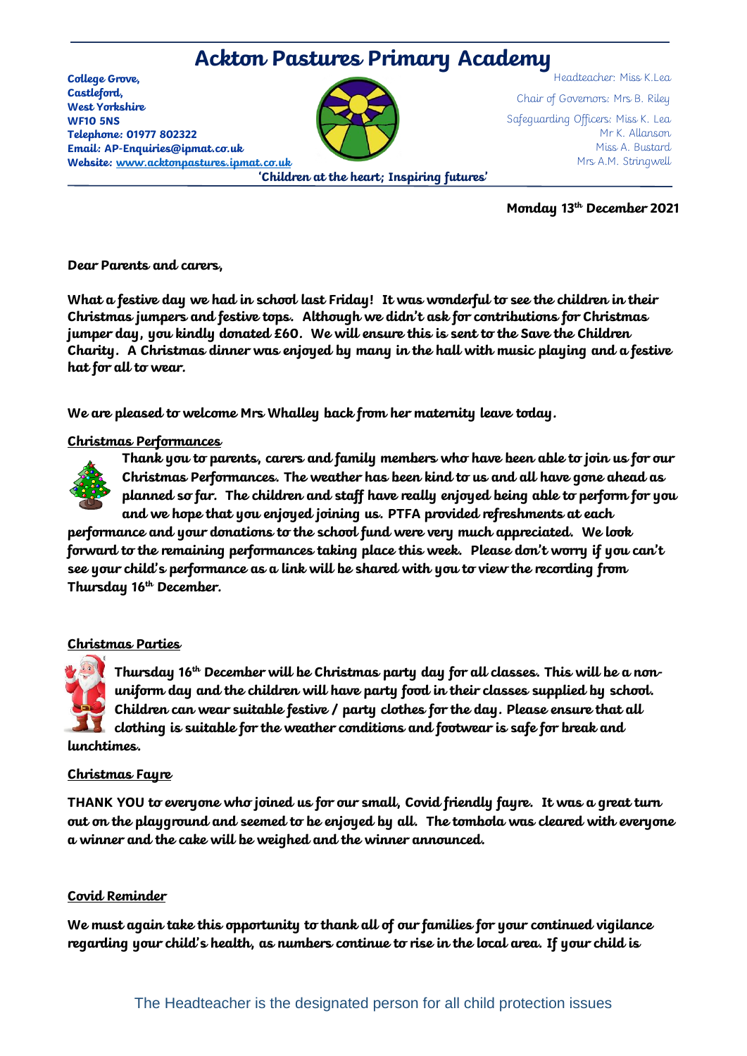# Ackton Pastures Primary Academy

**College Grove,**
**Castleford,**
**West Yorkshire**
**WF10 5NS**
**Telephone: 01977 802322**
**Email: AP-Enquiries@ipmat.co.uk**
**Website: www.acktonpastures.ipmat.co.uk**

Headteacher: Miss K.Lea

Chair of Governors: Mrs B. Riley

Safeguarding Officers: Miss K. Lea
Mr K. Allanson
Miss A. Bustard
Mrs A.M. Stringwell

**'Children at the heart; Inspiring futures'**

**Monday 13th December 2021**

**Dear Parents and carers,**

**What a festive day we had in school last Friday! It was wonderful to see the children in their Christmas jumpers and festive tops. Although we didn't ask for contributions for Christmas jumper day, you kindly donated £60. We will ensure this is sent to the Save the Children Charity. A Christmas dinner was enjoyed by many in the hall with music playing and a festive hat for all to wear.**

**We are pleased to welcome Mrs Whalley back from her maternity leave today.**

## Christmas Performances

**Thank you to parents, carers and family members who have been able to join us for our Christmas Performances. The weather has been kind to us and all have gone ahead as planned so far. The children and staff have really enjoyed being able to perform for you and we hope that you enjoyed joining us. PTFA provided refreshments at each performance and your donations to the school fund were very much appreciated. We look forward to the remaining performances taking place this week. Please don't worry if you can't see your child's performance as a link will be shared with you to view the recording from Thursday 16th December.**

## Christmas Parties

**Thursday 16th December will be Christmas party day for all classes. This will be a non-uniform day and the children will have party food in their classes supplied by school. Children can wear suitable festive / party clothes for the day. Please ensure that all clothing is suitable for the weather conditions and footwear is safe for break and lunchtimes.**

## Christmas Fayre

**THANK YOU to everyone who joined us for our small, Covid friendly fayre. It was a great turn out on the playground and seemed to be enjoyed by all. The tombola was cleared with everyone a winner and the cake will be weighed and the winner announced.**

## Covid Reminder

**We must again take this opportunity to thank all of our families for your continued vigilance regarding your child's health, as numbers continue to rise in the local area. If your child is**

The Headteacher is the designated person for all child protection issues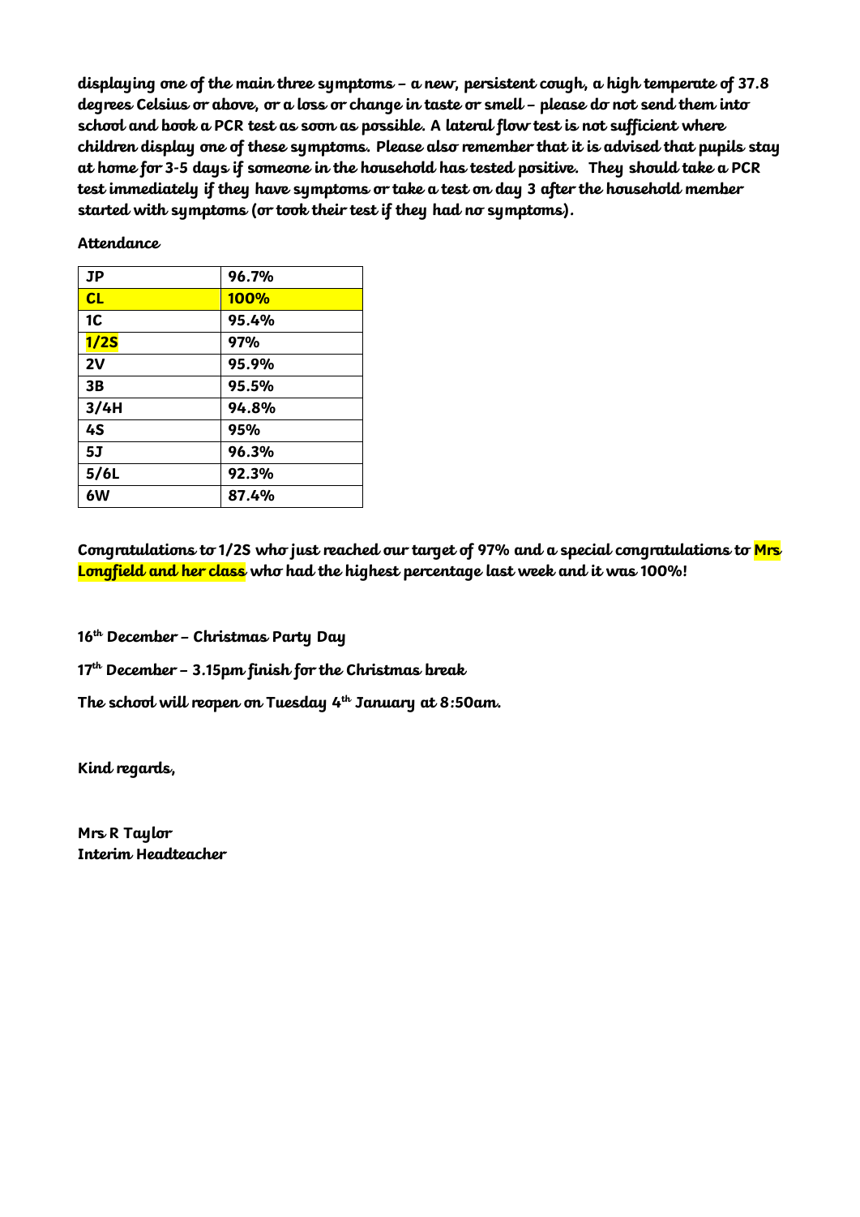**displaying one of the main three symptoms – a new, persistent cough, a high temperate of 37.8 degrees Celsius or above, or a loss or change in taste or smell – please do not send them into school and book a PCR test as soon as possible. A lateral flow test is not sufficient where children display one of these symptoms. Please also remember that it is advised that pupils stay at home for 3-5 days if someone in the household has tested positive. They should take a PCR test immediately if they have symptoms or take a test on day 3 after the household member started with symptoms (or took their test if they had no symptoms).**

**Attendance**

| | |
|---|---|
| **JP** | **96.7%** |
| **CL** | **100%** |
| **1C** | **95.4%** |
| **1/2S** | **97%** |
| **2V** | **95.9%** |
| **3B** | **95.5%** |
| **3/4H** | **94.8%** |
| **4S** | **95%** |
| **5J** | **96.3%** |
| **5/6L** | **92.3%** |
| **6W** | **87.4%** |

**Congratulations to 1/2S who just reached our target of 97% and a special congratulations to Mrs Longfield and her class who had the highest percentage last week and it was 100%!**

**16th December – Christmas Party Day**

**17th December – 3.15pm finish for the Christmas break**

**The school will reopen on Tuesday 4th January at 8:50am.**

**Kind regards,**

**Mrs R Taylor**
**Interim Headteacher**